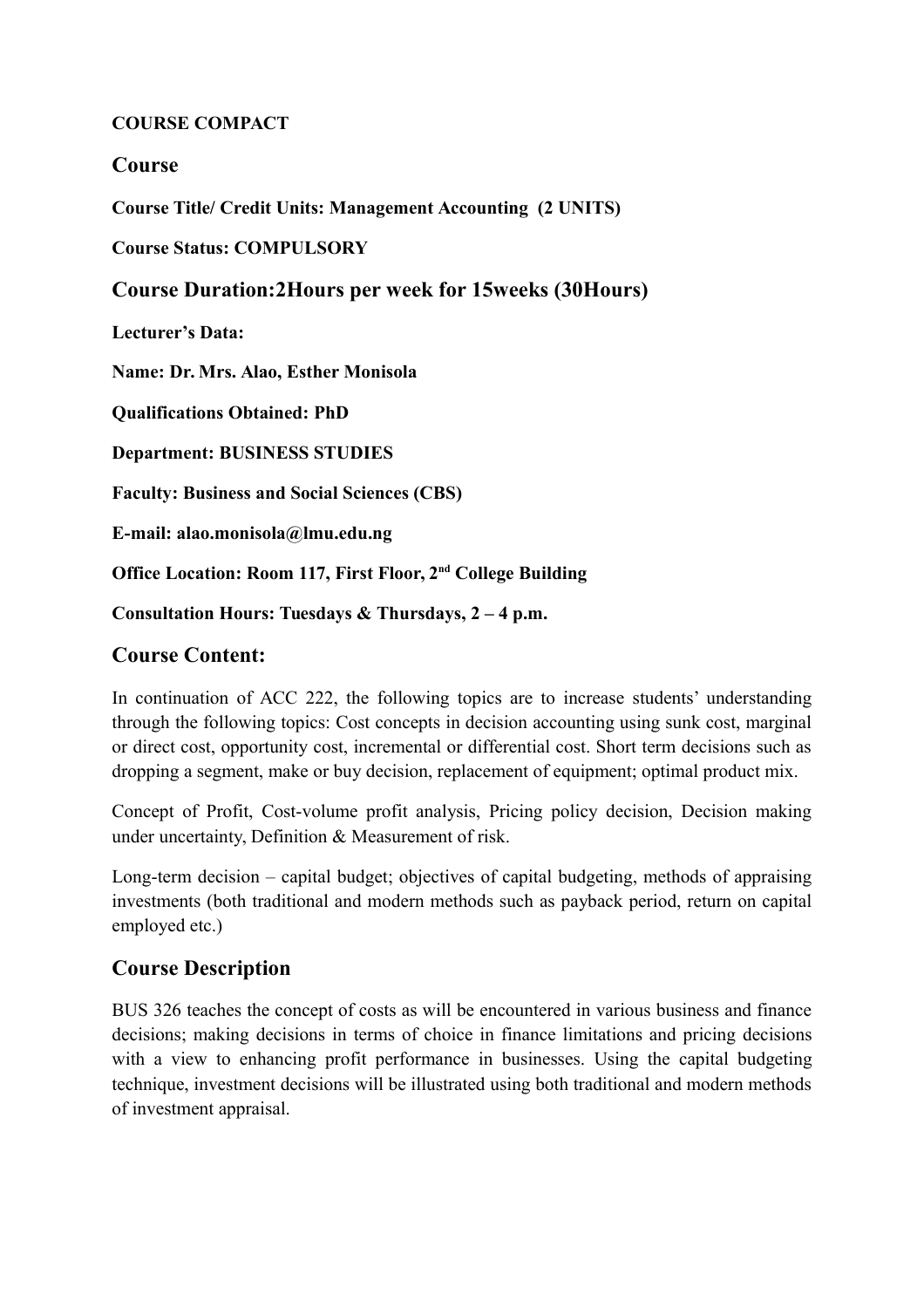**COURSE COMPACT**

## Course

**Course Title/ Credit Units: Management Accounting (2 UNITS)**

**Course Status: COMPULSORY**

## Course Duration:2Hours per week for 15weeks (30Hours)

**Lecturer's Data:**

**Name: Dr. Mrs. Alao, Esther Monisola**

**Qualifications Obtained: PhD**

**Department: BUSINESS STUDIES**

**Faculty: Business and Social Sciences (CBS)**

**E-mail: alao.monisola@lmu.edu.ng**

**Office Location: Room 117, First Floor, 2nd College Building**

**Consultation Hours: Tuesdays & Thursdays, 2 – 4 p.m.**

## Course Content:

In continuation of ACC 222, the following topics are to increase students' understanding through the following topics: Cost concepts in decision accounting using sunk cost, marginal or direct cost, opportunity cost, incremental or differential cost. Short term decisions such as dropping a segment, make or buy decision, replacement of equipment; optimal product mix.

Concept of Profit, Cost-volume profit analysis, Pricing policy decision, Decision making under uncertainty, Definition & Measurement of risk.

Long-term decision – capital budget; objectives of capital budgeting, methods of appraising investments (both traditional and modern methods such as payback period, return on capital employed etc.)

## Course Description

BUS 326 teaches the concept of costs as will be encountered in various business and finance decisions; making decisions in terms of choice in finance limitations and pricing decisions with a view to enhancing profit performance in businesses. Using the capital budgeting technique, investment decisions will be illustrated using both traditional and modern methods of investment appraisal.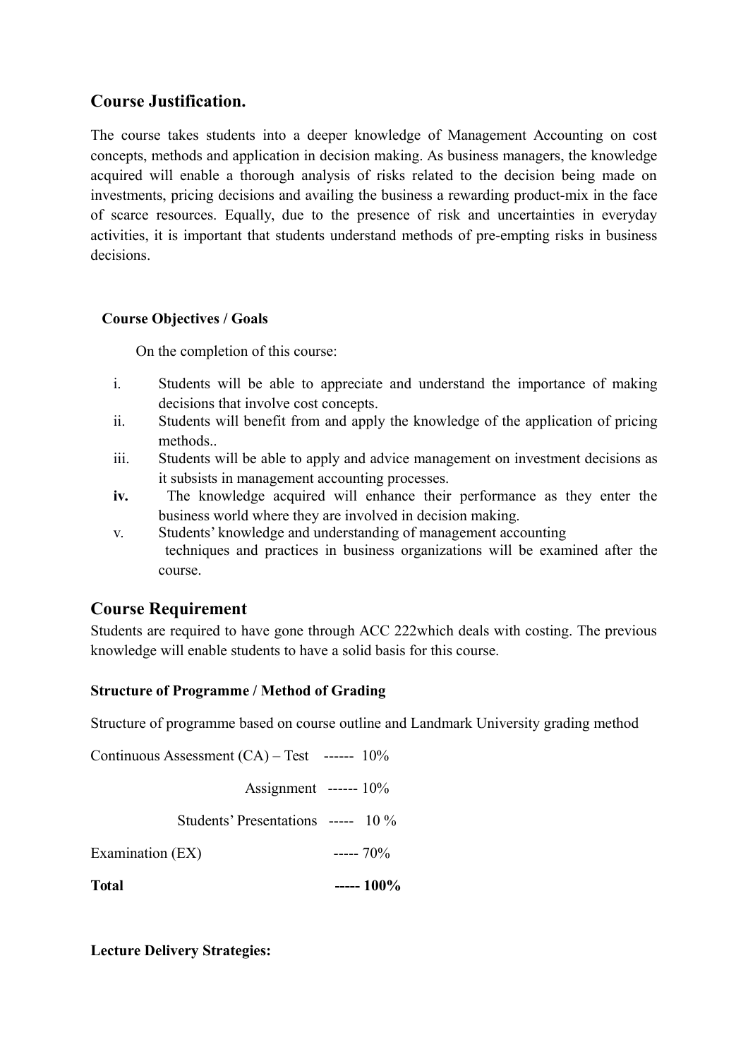## Course Justification.

The course takes students into a deeper knowledge of Management Accounting on cost concepts, methods and application in decision making. As business managers, the knowledge acquired will enable a thorough analysis of risks related to the decision being made on investments, pricing decisions and availing the business a rewarding product-mix in the face of scarce resources. Equally, due to the presence of risk and uncertainties in everyday activities, it is important that students understand methods of pre-empting risks in business decisions.

### Course Objectives / Goals

On the completion of this course:

i. Students will be able to appreciate and understand the importance of making decisions that involve cost concepts.
ii. Students will benefit from and apply the knowledge of the application of pricing methods..
iii. Students will be able to apply and advice management on investment decisions as it subsists in management accounting processes.
**iv.** The knowledge acquired will enhance their performance as they enter the business world where they are involved in decision making.
v. Students' knowledge and understanding of management accounting techniques and practices in business organizations will be examined after the course.

## Course Requirement

Students are required to have gone through ACC 222which deals with costing. The previous knowledge will enable students to have a solid basis for this course.

### Structure of Programme / Method of Grading

Structure of programme based on course outline and Landmark University grading method

Continuous Assessment (CA) – Test ------ 10%

Assignment ------ 10%

Students' Presentations ----- 10 %

Examination (EX) ----- 70%

**Total ----- 100%**

### Lecture Delivery Strategies: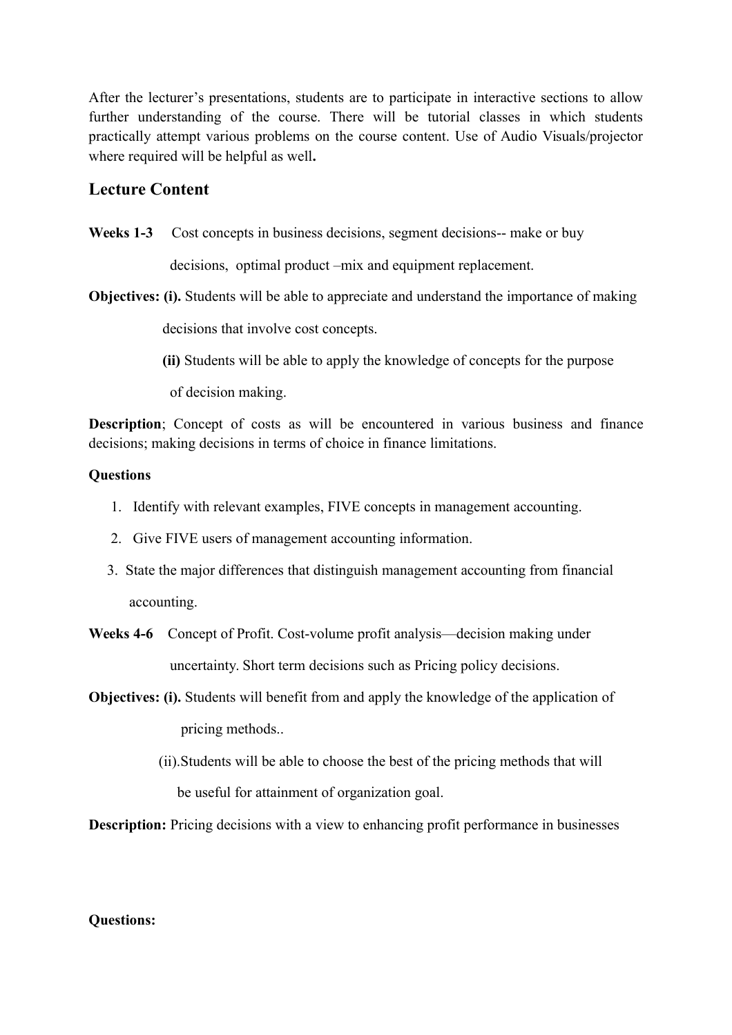After the lecturer's presentations, students are to participate in interactive sections to allow further understanding of the course. There will be tutorial classes in which students practically attempt various problems on the course content. Use of Audio Visuals/projector where required will be helpful as well**.**

## Lecture Content

**Weeks 1-3** Cost concepts in business decisions, segment decisions-- make or buy decisions, optimal product –mix and equipment replacement.

**Objectives: (i).** Students will be able to appreciate and understand the importance of making decisions that involve cost concepts.

**(ii)** Students will be able to apply the knowledge of concepts for the purpose of decision making.

**Description**; Concept of costs as will be encountered in various business and finance decisions; making decisions in terms of choice in finance limitations.

**Questions**

1. Identify with relevant examples, FIVE concepts in management accounting.
2. Give FIVE users of management accounting information.
3. State the major differences that distinguish management accounting from financial accounting.

**Weeks 4-6** Concept of Profit. Cost-volume profit analysis—decision making under uncertainty. Short term decisions such as Pricing policy decisions.

**Objectives: (i).** Students will benefit from and apply the knowledge of the application of pricing methods..

(ii).Students will be able to choose the best of the pricing methods that will be useful for attainment of organization goal.

**Description:** Pricing decisions with a view to enhancing profit performance in businesses

**Questions:**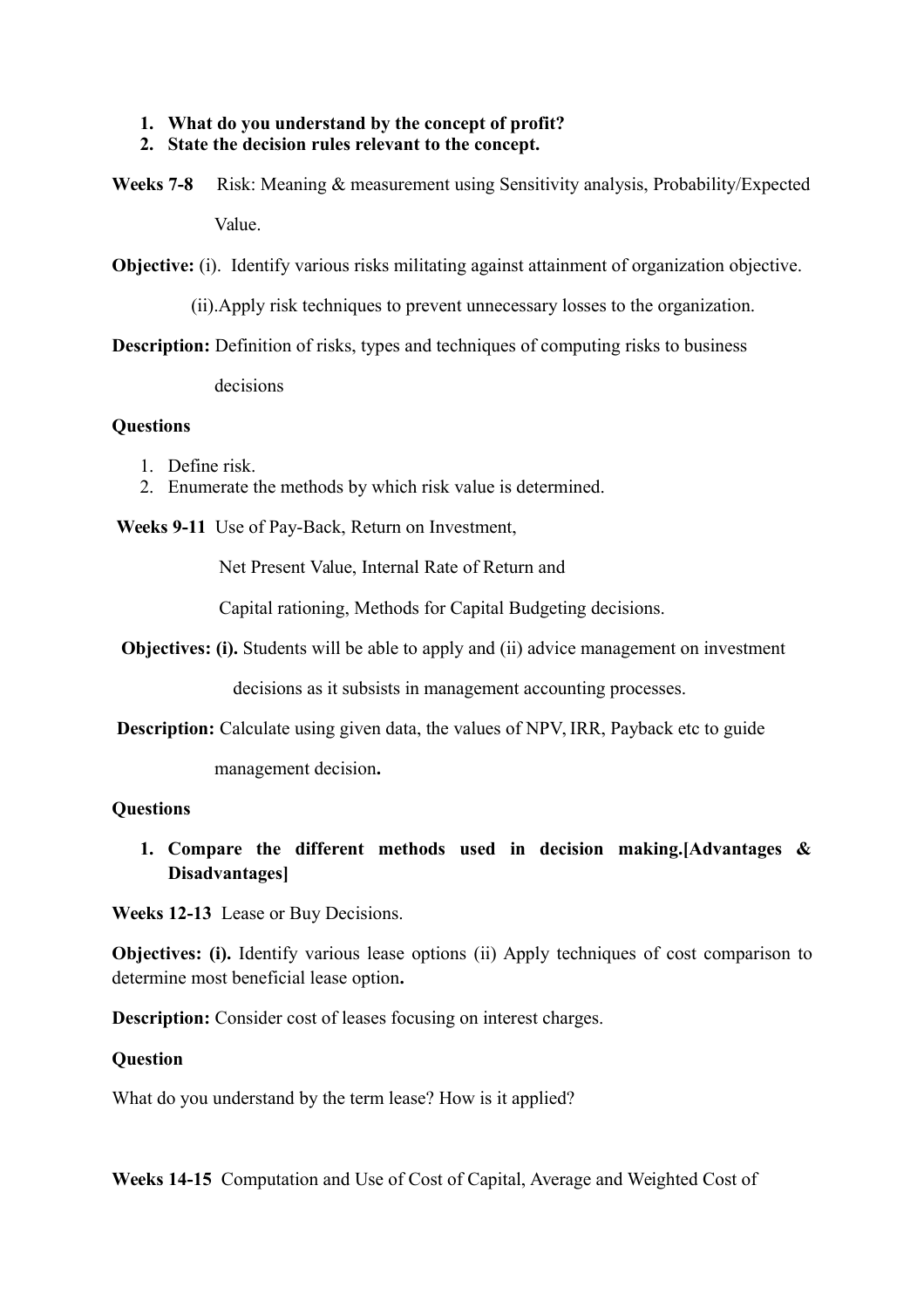1. **What do you understand by the concept of profit?**
2. **State the decision rules relevant to the concept.**

**Weeks 7-8** Risk: Meaning & measurement using Sensitivity analysis, Probability/Expected Value.

**Objective:** (i). Identify various risks militating against attainment of organization objective.

(ii).Apply risk techniques to prevent unnecessary losses to the organization.

**Description:** Definition of risks, types and techniques of computing risks to business decisions

**Questions**

1. Define risk.
2. Enumerate the methods by which risk value is determined.

**Weeks 9-11** Use of Pay-Back, Return on Investment,

Net Present Value, Internal Rate of Return and

Capital rationing, Methods for Capital Budgeting decisions.

**Objectives: (i).** Students will be able to apply and (ii) advice management on investment decisions as it subsists in management accounting processes.

**Description:** Calculate using given data, the values of NPV, IRR, Payback etc to guide management decision**.**

**Questions**

1. **Compare the different methods used in decision making.[Advantages & Disadvantages]**

**Weeks 12-13** Lease or Buy Decisions.

**Objectives: (i).** Identify various lease options (ii) Apply techniques of cost comparison to determine most beneficial lease option**.**

**Description:** Consider cost of leases focusing on interest charges.

**Question**

What do you understand by the term lease? How is it applied?

**Weeks 14-15** Computation and Use of Cost of Capital, Average and Weighted Cost of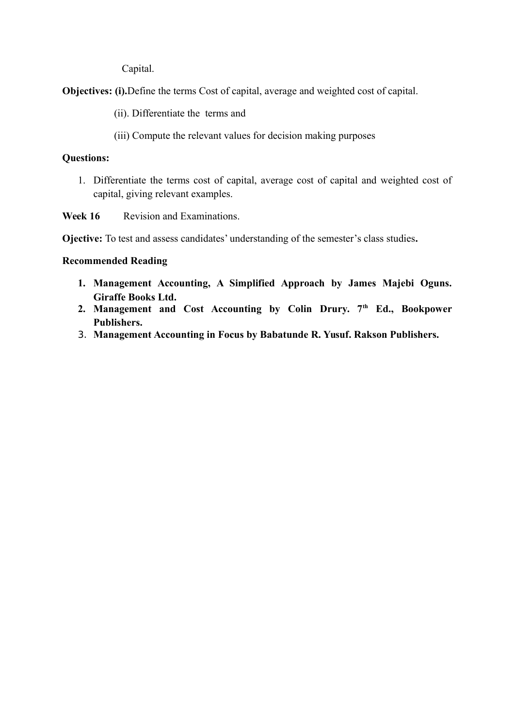Capital.

**Objectives: (i).**Define the terms Cost of capital, average and weighted cost of capital.

(ii). Differentiate the terms and

(iii) Compute the relevant values for decision making purposes

**Questions:**

1. Differentiate the terms cost of capital, average cost of capital and weighted cost of capital, giving relevant examples.

**Week 16** Revision and Examinations.

**Ojective:** To test and assess candidates' understanding of the semester's class studies**.**

**Recommended Reading**

1. **Management Accounting, A Simplified Approach by James Majebi Oguns. Giraffe Books Ltd.**
2. **Management and Cost Accounting by Colin Drury. 7th Ed., Bookpower Publishers.**
3. **Management Accounting in Focus by Babatunde R. Yusuf. Rakson Publishers.**